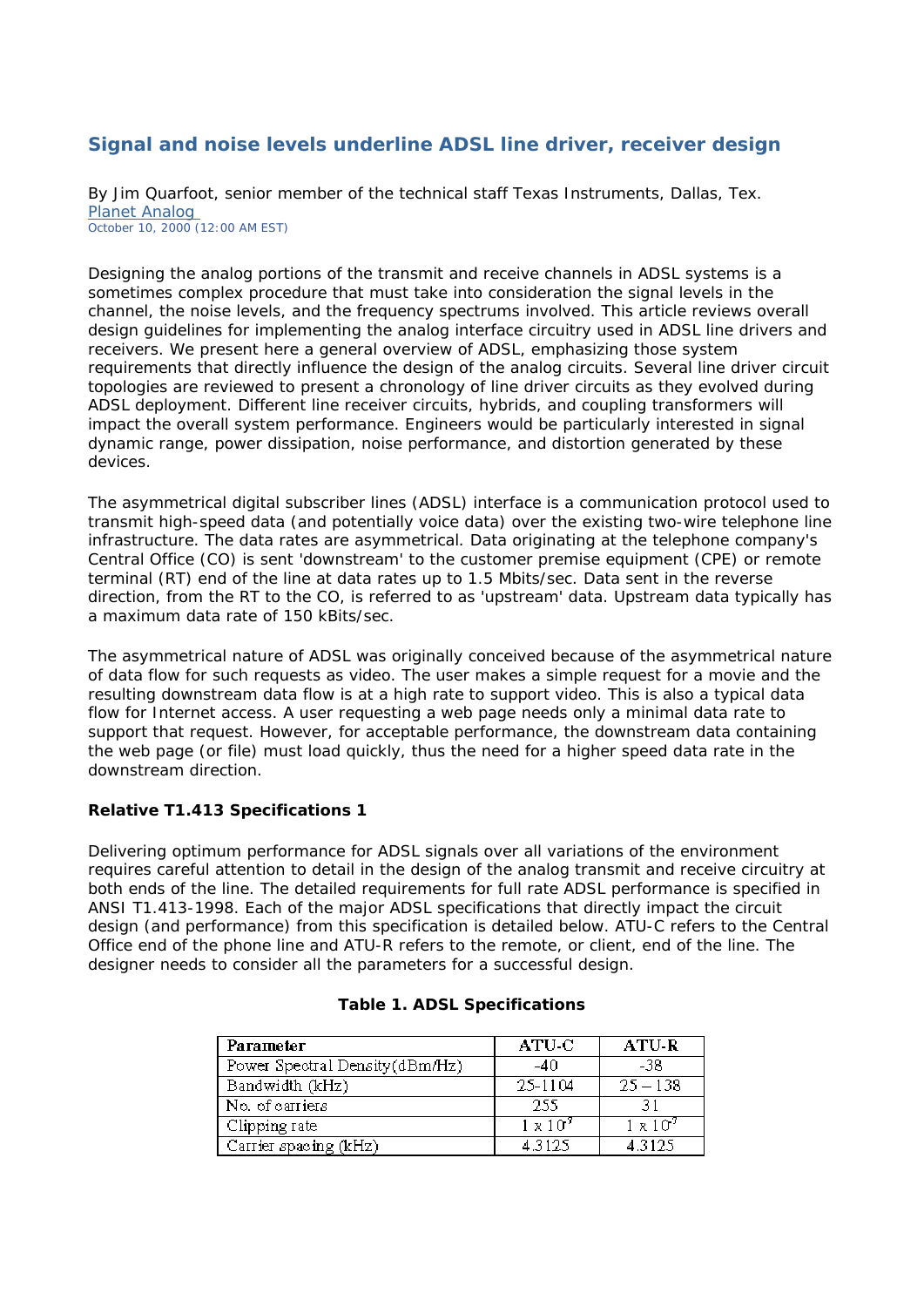# Signal and noise levels underline ADSL line driver, receiver design

By Jim Quarfoot, senior member of the technical staff Texas Instruments, Dallas, Tex.
Planet Analog
October 10, 2000 (12:00 AM EST)

Designing the analog portions of the transmit and receive channels in ADSL systems is a sometimes complex procedure that must take into consideration the signal levels in the channel, the noise levels, and the frequency spectrums involved. This article reviews overall design guidelines for implementing the analog interface circuitry used in ADSL line drivers and receivers. We present here a general overview of ADSL, emphasizing those system requirements that directly influence the design of the analog circuits. Several line driver circuit topologies are reviewed to present a chronology of line driver circuits as they evolved during ADSL deployment. Different line receiver circuits, hybrids, and coupling transformers will impact the overall system performance. Engineers would be particularly interested in signal dynamic range, power dissipation, noise performance, and distortion generated by these devices.

The asymmetrical digital subscriber lines (ADSL) interface is a communication protocol used to transmit high-speed data (and potentially voice data) over the existing two-wire telephone line infrastructure. The data rates are asymmetrical. Data originating at the telephone company's Central Office (CO) is sent 'downstream' to the customer premise equipment (CPE) or remote terminal (RT) end of the line at data rates up to 1.5 Mbits/sec. Data sent in the reverse direction, from the RT to the CO, is referred to as 'upstream' data. Upstream data typically has a maximum data rate of 150 kBits/sec.

The asymmetrical nature of ADSL was originally conceived because of the asymmetrical nature of data flow for such requests as video. The user makes a simple request for a movie and the resulting downstream data flow is at a high rate to support video. This is also a typical data flow for Internet access. A user requesting a web page needs only a minimal data rate to support that request. However, for acceptable performance, the downstream data containing the web page (or file) must load quickly, thus the need for a higher speed data rate in the downstream direction.

**Relative T1.413 Specifications 1**

Delivering optimum performance for ADSL signals over all variations of the environment requires careful attention to detail in the design of the analog transmit and receive circuitry at both ends of the line. The detailed requirements for full rate ADSL performance is specified in ANSI T1.413-1998. Each of the major ADSL specifications that directly impact the circuit design (and performance) from this specification is detailed below. ATU-C refers to the Central Office end of the phone line and ATU-R refers to the remote, or client, end of the line. The designer needs to consider all the parameters for a successful design.

**Table 1. ADSL Specifications**

| Parameter | ATU-C | ATU-R |
|---|---|---|
| Power Spectral Density (dBm/Hz) | -40 | -38 |
| Bandwidth (kHz) | 25-1104 | 25 – 138 |
| No. of carriers | 255 | 31 |
| Clipping rate | $1 \times 10^{7}$ | $1 \times 10^{7}$ |
| Carrier spacing (kHz) | 4.3125 | 4.3125 |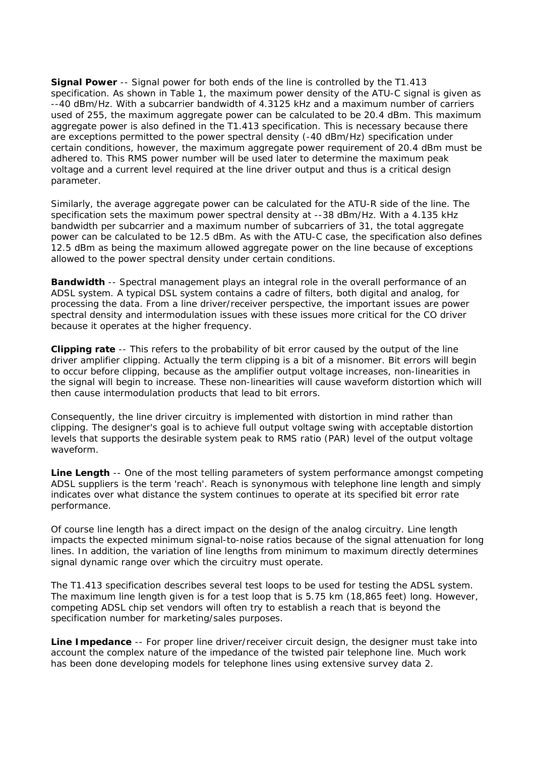**Signal Power** -- Signal power for both ends of the line is controlled by the T1.413 specification. As shown in Table 1, the maximum power density of the ATU-C signal is given as --40 dBm/Hz. With a subcarrier bandwidth of 4.3125 kHz and a maximum number of carriers used of 255, the maximum aggregate power can be calculated to be 20.4 dBm. This maximum aggregate power is also defined in the T1.413 specification. This is necessary because there are exceptions permitted to the power spectral density (-40 dBm/Hz) specification under certain conditions, however, the maximum aggregate power requirement of 20.4 dBm must be adhered to. This RMS power number will be used later to determine the maximum peak voltage and a current level required at the line driver output and thus is a critical design parameter.

Similarly, the average aggregate power can be calculated for the ATU-R side of the line. The specification sets the maximum power spectral density at --38 dBm/Hz. With a 4.135 kHz bandwidth per subcarrier and a maximum number of subcarriers of 31, the total aggregate power can be calculated to be 12.5 dBm. As with the ATU-C case, the specification also defines 12.5 dBm as being the maximum allowed aggregate power on the line because of exceptions allowed to the power spectral density under certain conditions.

**Bandwidth** -- Spectral management plays an integral role in the overall performance of an ADSL system. A typical DSL system contains a cadre of filters, both digital and analog, for processing the data. From a line driver/receiver perspective, the important issues are power spectral density and intermodulation issues with these issues more critical for the CO driver because it operates at the higher frequency.

**Clipping rate** -- This refers to the probability of bit error caused by the output of the line driver amplifier clipping. Actually the term clipping is a bit of a misnomer. Bit errors will begin to occur before clipping, because as the amplifier output voltage increases, non-linearities in the signal will begin to increase. These non-linearities will cause waveform distortion which will then cause intermodulation products that lead to bit errors.

Consequently, the line driver circuitry is implemented with distortion in mind rather than clipping. The designer's goal is to achieve full output voltage swing with acceptable distortion levels that supports the desirable system peak to RMS ratio (PAR) level of the output voltage waveform.

**Line Length** -- One of the most telling parameters of system performance amongst competing ADSL suppliers is the term 'reach'. Reach is synonymous with telephone line length and simply indicates over what distance the system continues to operate at its specified bit error rate performance.

Of course line length has a direct impact on the design of the analog circuitry. Line length impacts the expected minimum signal-to-noise ratios because of the signal attenuation for long lines. In addition, the variation of line lengths from minimum to maximum directly determines signal dynamic range over which the circuitry must operate.

The T1.413 specification describes several test loops to be used for testing the ADSL system. The maximum line length given is for a test loop that is 5.75 km (18,865 feet) long. However, competing ADSL chip set vendors will often try to establish a reach that is beyond the specification number for marketing/sales purposes.

**Line Impedance** -- For proper line driver/receiver circuit design, the designer must take into account the complex nature of the impedance of the twisted pair telephone line. Much work has been done developing models for telephone lines using extensive survey data 2.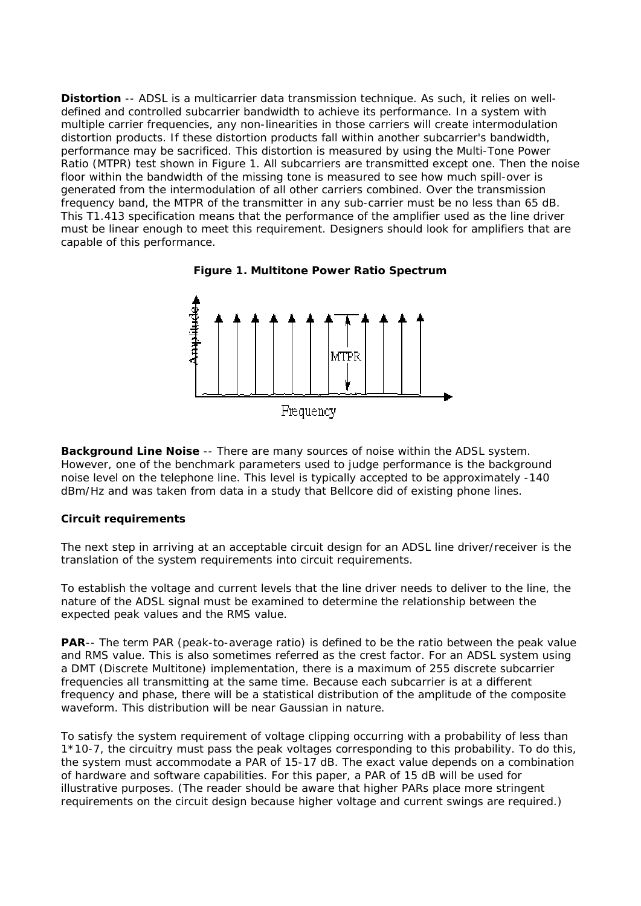**Distortion** -- ADSL is a multicarrier data transmission technique. As such, it relies on well-defined and controlled subcarrier bandwidth to achieve its performance. In a system with multiple carrier frequencies, any non-linearities in those carriers will create intermodulation distortion products. If these distortion products fall within another subcarrier's bandwidth, performance may be sacrificed. This distortion is measured by using the Multi-Tone Power Ratio (MTPR) test shown in Figure 1. All subcarriers are transmitted except one. Then the noise floor within the bandwidth of the missing tone is measured to see how much spill-over is generated from the intermodulation of all other carriers combined. Over the transmission frequency band, the MTPR of the transmitter in any sub-carrier must be no less than 65 dB. This T1.413 specification means that the performance of the amplifier used as the line driver must be linear enough to meet this requirement. Designers should look for amplifiers that are capable of this performance.

**Figure 1. Multitone Power Ratio Spectrum**

**Background Line Noise** -- There are many sources of noise within the ADSL system. However, one of the benchmark parameters used to judge performance is the background noise level on the telephone line. This level is typically accepted to be approximately -140 dBm/Hz and was taken from data in a study that Bellcore did of existing phone lines.

**Circuit requirements**

The next step in arriving at an acceptable circuit design for an ADSL line driver/receiver is the translation of the system requirements into circuit requirements.

To establish the voltage and current levels that the line driver needs to deliver to the line, the nature of the ADSL signal must be examined to determine the relationship between the expected peak values and the RMS value.

**PAR**-- The term PAR (peak-to-average ratio) is defined to be the ratio between the peak value and RMS value. This is also sometimes referred as the crest factor. For an ADSL system using a DMT (Discrete Multitone) implementation, there is a maximum of 255 discrete subcarrier frequencies all transmitting at the same time. Because each subcarrier is at a different frequency and phase, there will be a statistical distribution of the amplitude of the composite waveform. This distribution will be near Gaussian in nature.

To satisfy the system requirement of voltage clipping occurring with a probability of less than $1*10^{-7}$, the circuitry must pass the peak voltages corresponding to this probability. To do this, the system must accommodate a PAR of 15-17 dB. The exact value depends on a combination of hardware and software capabilities. For this paper, a PAR of 15 dB will be used for illustrative purposes. (The reader should be aware that higher PARs place more stringent requirements on the circuit design because higher voltage and current swings are required.)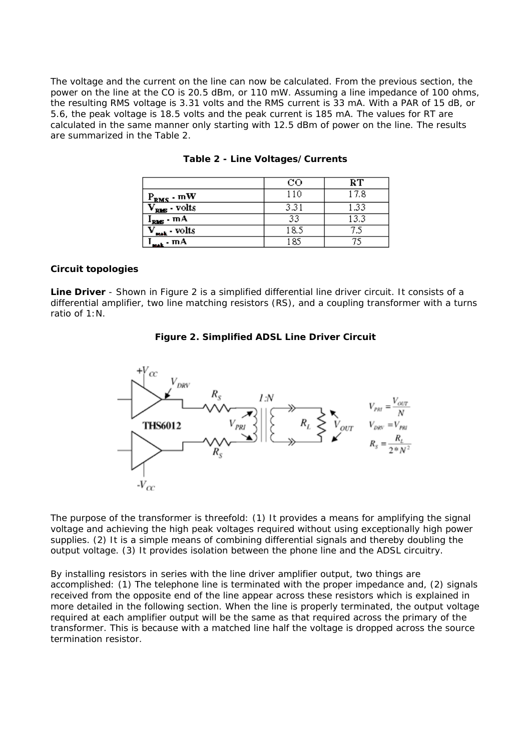The voltage and the current on the line can now be calculated. From the previous section, the power on the line at the CO is 20.5 dBm, or 110 mW. Assuming a line impedance of 100 ohms, the resulting RMS voltage is 3.31 volts and the RMS current is 33 mA. With a PAR of 15 dB, or 5.6, the peak voltage is 18.5 volts and the peak current is 185 mA. The values for RT are calculated in the same manner only starting with 12.5 dBm of power on the line. The results are summarized in the Table 2.

**Table 2 - Line Voltages/Currents**

| | CO | RT |
|---|---|---|
| $P_{RMS}$ - mW | 110 | 17.8 |
| $V_{RMS}$ - volts | 3.31 | 1.33 |
| $I_{RMS}$ - mA | 33 | 13.3 |
| $V_{peak}$ - volts | 18.5 | 7.5 |
| $I_{peak}$ - mA | 185 | 75 |

**Circuit topologies**

**Line Driver** - Shown in Figure 2 is a simplified differential line driver circuit. It consists of a differential amplifier, two line matching resistors (RS), and a coupling transformer with a turns ratio of 1:N.

**Figure 2. Simplified ADSL Line Driver Circuit**

$$V_{PRI} = \frac{V_{OUT}}{N}$$

$$V_{DRV} = V_{PRI}$$

$$R_S = \frac{R_L}{2 * N^2}$$

The purpose of the transformer is threefold: (1) It provides a means for amplifying the signal voltage and achieving the high peak voltages required without using exceptionally high power supplies. (2) It is a simple means of combining differential signals and thereby doubling the output voltage. (3) It provides isolation between the phone line and the ADSL circuitry.

By installing resistors in series with the line driver amplifier output, two things are accomplished: (1) The telephone line is terminated with the proper impedance and, (2) signals received from the opposite end of the line appear across these resistors which is explained in more detailed in the following section. When the line is properly terminated, the output voltage required at each amplifier output will be the same as that required across the primary of the transformer. This is because with a matched line half the voltage is dropped across the source termination resistor.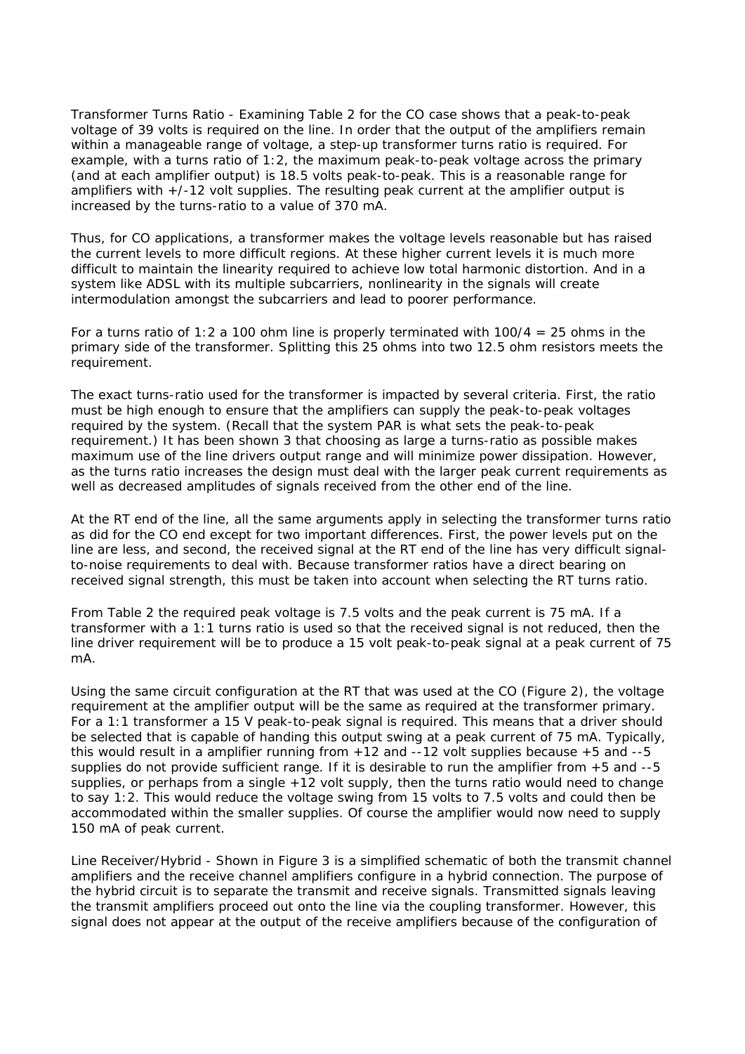Transformer Turns Ratio - Examining Table 2 for the CO case shows that a peak-to-peak voltage of 39 volts is required on the line. In order that the output of the amplifiers remain within a manageable range of voltage, a step-up transformer turns ratio is required. For example, with a turns ratio of 1:2, the maximum peak-to-peak voltage across the primary (and at each amplifier output) is 18.5 volts peak-to-peak. This is a reasonable range for amplifiers with +/-12 volt supplies. The resulting peak current at the amplifier output is increased by the turns-ratio to a value of 370 mA.

Thus, for CO applications, a transformer makes the voltage levels reasonable but has raised the current levels to more difficult regions. At these higher current levels it is much more difficult to maintain the linearity required to achieve low total harmonic distortion. And in a system like ADSL with its multiple subcarriers, nonlinearity in the signals will create intermodulation amongst the subcarriers and lead to poorer performance.

For a turns ratio of 1:2 a 100 ohm line is properly terminated with 100/4 = 25 ohms in the primary side of the transformer. Splitting this 25 ohms into two 12.5 ohm resistors meets the requirement.

The exact turns-ratio used for the transformer is impacted by several criteria. First, the ratio must be high enough to ensure that the amplifiers can supply the peak-to-peak voltages required by the system. (Recall that the system PAR is what sets the peak-to-peak requirement.) It has been shown 3 that choosing as large a turns-ratio as possible makes maximum use of the line drivers output range and will minimize power dissipation. However, as the turns ratio increases the design must deal with the larger peak current requirements as well as decreased amplitudes of signals received from the other end of the line.

At the RT end of the line, all the same arguments apply in selecting the transformer turns ratio as did for the CO end except for two important differences. First, the power levels put on the line are less, and second, the received signal at the RT end of the line has very difficult signal-to-noise requirements to deal with. Because transformer ratios have a direct bearing on received signal strength, this must be taken into account when selecting the RT turns ratio.

From Table 2 the required peak voltage is 7.5 volts and the peak current is 75 mA. If a transformer with a 1:1 turns ratio is used so that the received signal is not reduced, then the line driver requirement will be to produce a 15 volt peak-to-peak signal at a peak current of 75 mA.

Using the same circuit configuration at the RT that was used at the CO (Figure 2), the voltage requirement at the amplifier output will be the same as required at the transformer primary. For a 1:1 transformer a 15 V peak-to-peak signal is required. This means that a driver should be selected that is capable of handing this output swing at a peak current of 75 mA. Typically, this would result in a amplifier running from +12 and --12 volt supplies because +5 and --5 supplies do not provide sufficient range. If it is desirable to run the amplifier from +5 and --5 supplies, or perhaps from a single +12 volt supply, then the turns ratio would need to change to say 1:2. This would reduce the voltage swing from 15 volts to 7.5 volts and could then be accommodated within the smaller supplies. Of course the amplifier would now need to supply 150 mA of peak current.

Line Receiver/Hybrid - Shown in Figure 3 is a simplified schematic of both the transmit channel amplifiers and the receive channel amplifiers configure in a hybrid connection. The purpose of the hybrid circuit is to separate the transmit and receive signals. Transmitted signals leaving the transmit amplifiers proceed out onto the line via the coupling transformer. However, this signal does not appear at the output of the receive amplifiers because of the configuration of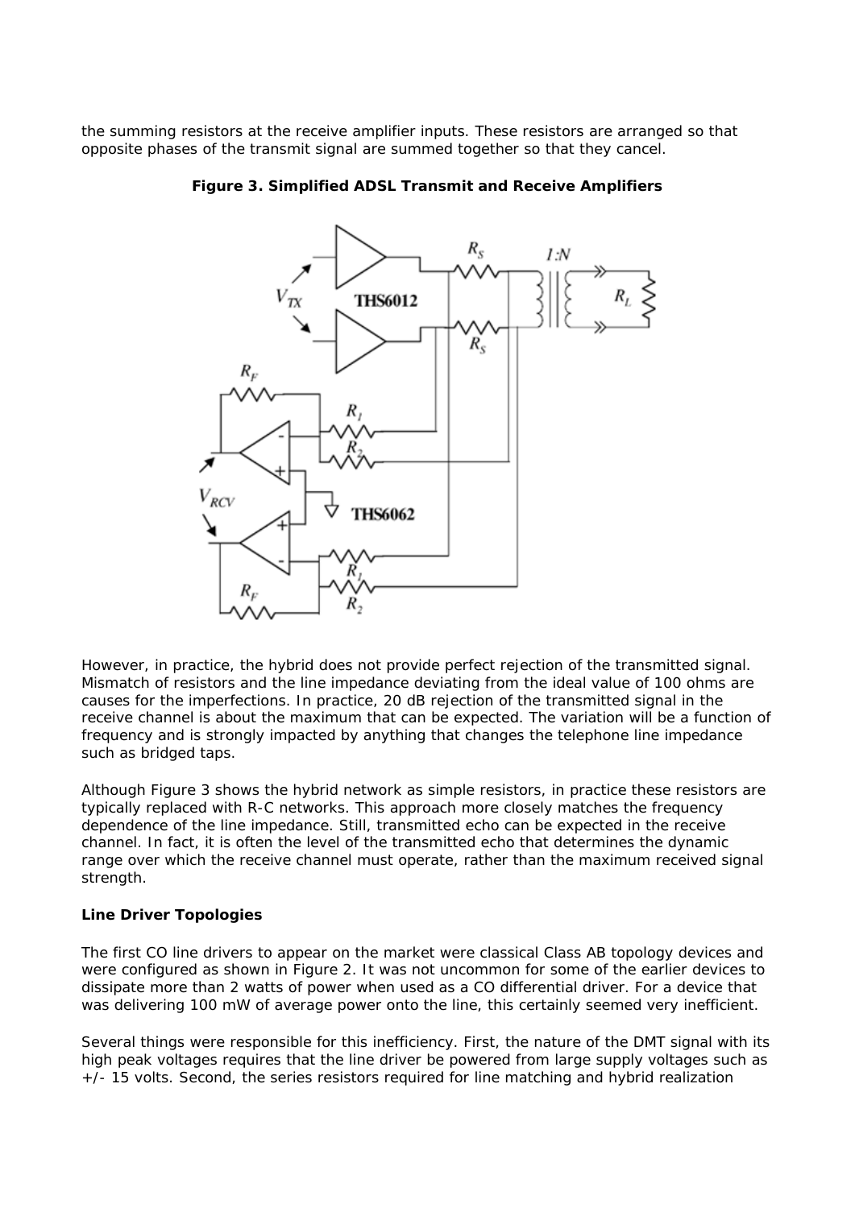the summing resistors at the receive amplifier inputs. These resistors are arranged so that opposite phases of the transmit signal are summed together so that they cancel.

**Figure 3. Simplified ADSL Transmit and Receive Amplifiers**

However, in practice, the hybrid does not provide perfect rejection of the transmitted signal. Mismatch of resistors and the line impedance deviating from the ideal value of 100 ohms are causes for the imperfections. In practice, 20 dB rejection of the transmitted signal in the receive channel is about the maximum that can be expected. The variation will be a function of frequency and is strongly impacted by anything that changes the telephone line impedance such as bridged taps.

Although Figure 3 shows the hybrid network as simple resistors, in practice these resistors are typically replaced with R-C networks. This approach more closely matches the frequency dependence of the line impedance. Still, transmitted echo can be expected in the receive channel. In fact, it is often the level of the transmitted echo that determines the dynamic range over which the receive channel must operate, rather than the maximum received signal strength.

**Line Driver Topologies**

The first CO line drivers to appear on the market were classical Class AB topology devices and were configured as shown in Figure 2. It was not uncommon for some of the earlier devices to dissipate more than 2 watts of power when used as a CO differential driver. For a device that was delivering 100 mW of average power onto the line, this certainly seemed very inefficient.

Several things were responsible for this inefficiency. First, the nature of the DMT signal with its high peak voltages requires that the line driver be powered from large supply voltages such as +/- 15 volts. Second, the series resistors required for line matching and hybrid realization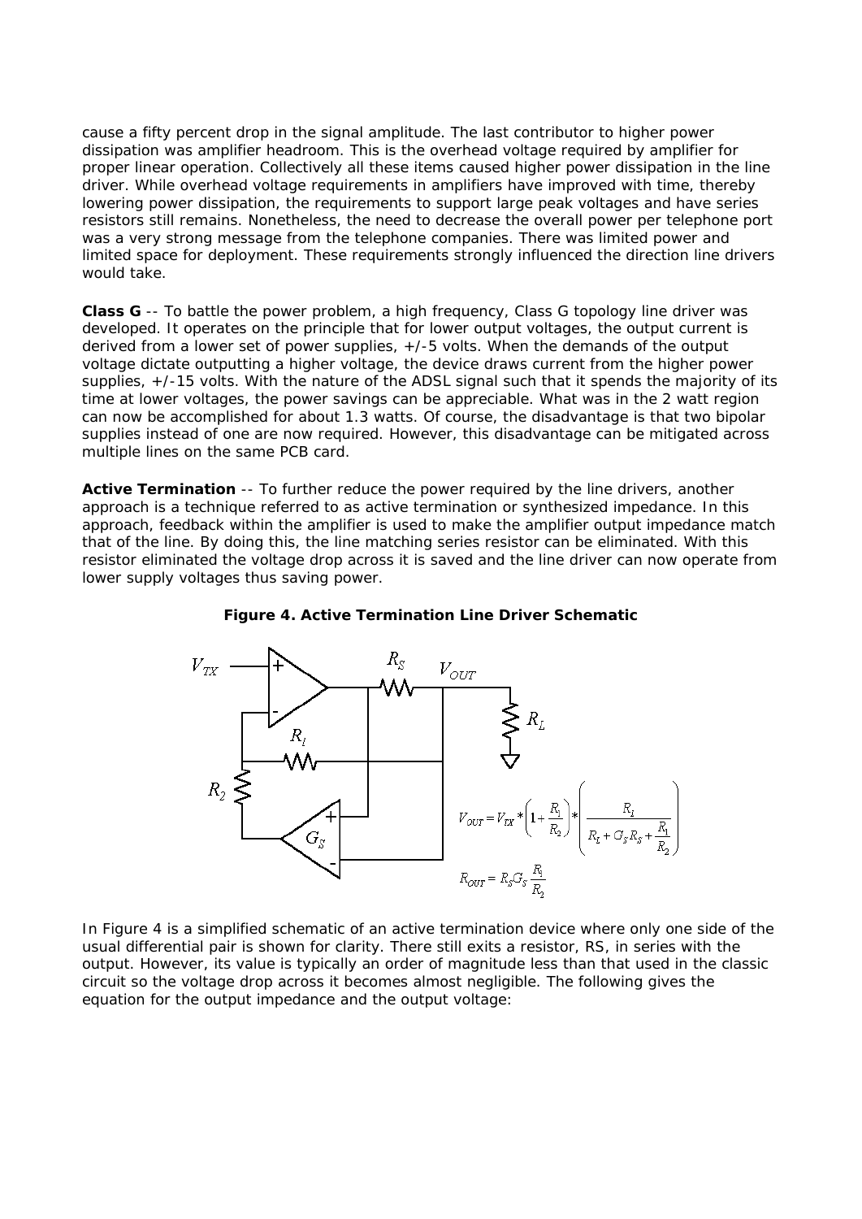cause a fifty percent drop in the signal amplitude. The last contributor to higher power dissipation was amplifier headroom. This is the overhead voltage required by amplifier for proper linear operation. Collectively all these items caused higher power dissipation in the line driver. While overhead voltage requirements in amplifiers have improved with time, thereby lowering power dissipation, the requirements to support large peak voltages and have series resistors still remains. Nonetheless, the need to decrease the overall power per telephone port was a very strong message from the telephone companies. There was limited power and limited space for deployment. These requirements strongly influenced the direction line drivers would take.

**Class G** -- To battle the power problem, a high frequency, Class G topology line driver was developed. It operates on the principle that for lower output voltages, the output current is derived from a lower set of power supplies, +/-5 volts. When the demands of the output voltage dictate outputting a higher voltage, the device draws current from the higher power supplies, +/-15 volts. With the nature of the ADSL signal such that it spends the majority of its time at lower voltages, the power savings can be appreciable. What was in the 2 watt region can now be accomplished for about 1.3 watts. Of course, the disadvantage is that two bipolar supplies instead of one are now required. However, this disadvantage can be mitigated across multiple lines on the same PCB card.

**Active Termination** -- To further reduce the power required by the line drivers, another approach is a technique referred to as active termination or synthesized impedance. In this approach, feedback within the amplifier is used to make the amplifier output impedance match that of the line. By doing this, the line matching series resistor can be eliminated. With this resistor eliminated the voltage drop across it is saved and the line driver can now operate from lower supply voltages thus saving power.

**Figure 4. Active Termination Line Driver Schematic**

$$V_{OUT} = V_{TX} * \left(1 + \frac{R_1}{R_2}\right) * \left(\frac{R_l}{R_l + G_S R_S + \frac{R_1}{R_2}}\right)$$

$$R_{OUT} = R_S G_S \frac{R_1}{R_2}$$

In Figure 4 is a simplified schematic of an active termination device where only one side of the usual differential pair is shown for clarity. There still exits a resistor, RS, in series with the output. However, its value is typically an order of magnitude less than that used in the classic circuit so the voltage drop across it becomes almost negligible. The following gives the equation for the output impedance and the output voltage: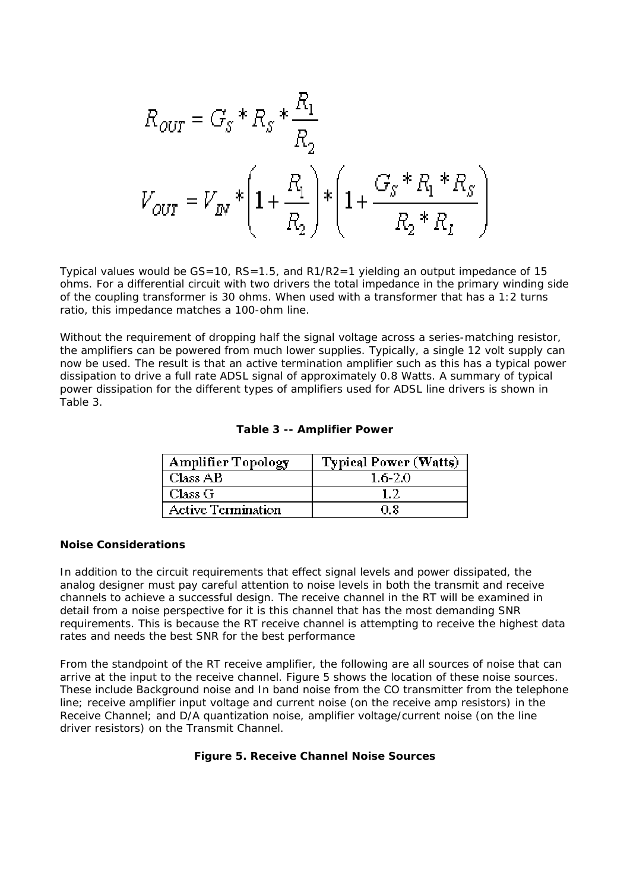$$R_{OUT} = G_S * R_S * \frac{R_1}{R_2}$$

$$V_{OUT} = V_{IN} * \left(1 + \frac{R_1}{R_2}\right) * \left(1 + \frac{G_S * R_1 * R_S}{R_2 * R_L}\right)$$

Typical values would be GS=10, RS=1.5, and R1/R2=1 yielding an output impedance of 15 ohms. For a differential circuit with two drivers the total impedance in the primary winding side of the coupling transformer is 30 ohms. When used with a transformer that has a 1:2 turns ratio, this impedance matches a 100-ohm line.

Without the requirement of dropping half the signal voltage across a series-matching resistor, the amplifiers can be powered from much lower supplies. Typically, a single 12 volt supply can now be used. The result is that an active termination amplifier such as this has a typical power dissipation to drive a full rate ADSL signal of approximately 0.8 Watts. A summary of typical power dissipation for the different types of amplifiers used for ADSL line drivers is shown in Table 3.

**Table 3 -- Amplifier Power**

| Amplifier Topology | Typical Power (Watts) |
|---|---|
| Class AB | 1.6-2.0 |
| Class G | 1.2 |
| Active Termination | 0.8 |

**Noise Considerations**

In addition to the circuit requirements that effect signal levels and power dissipated, the analog designer must pay careful attention to noise levels in both the transmit and receive channels to achieve a successful design. The receive channel in the RT will be examined in detail from a noise perspective for it is this channel that has the most demanding SNR requirements. This is because the RT receive channel is attempting to receive the highest data rates and needs the best SNR for the best performance

From the standpoint of the RT receive amplifier, the following are all sources of noise that can arrive at the input to the receive channel. Figure 5 shows the location of these noise sources. These include Background noise and In band noise from the CO transmitter from the telephone line; receive amplifier input voltage and current noise (on the receive amp resistors) in the Receive Channel; and D/A quantization noise, amplifier voltage/current noise (on the line driver resistors) on the Transmit Channel.

**Figure 5. Receive Channel Noise Sources**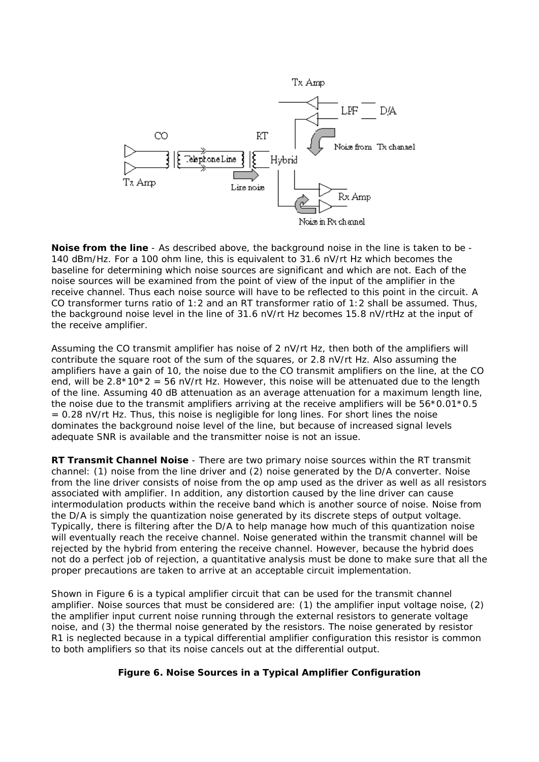**Noise from the line** - As described above, the background noise in the line is taken to be -140 dBm/Hz. For a 100 ohm line, this is equivalent to 31.6 nV/rt Hz which becomes the baseline for determining which noise sources are significant and which are not. Each of the noise sources will be examined from the point of view of the input of the amplifier in the receive channel. Thus each noise source will have to be reflected to this point in the circuit. A CO transformer turns ratio of 1:2 and an RT transformer ratio of 1:2 shall be assumed. Thus, the background noise level in the line of 31.6 nV/rt Hz becomes 15.8 nV/rtHz at the input of the receive amplifier.

Assuming the CO transmit amplifier has noise of 2 nV/rt Hz, then both of the amplifiers will contribute the square root of the sum of the squares, or 2.8 nV/rt Hz. Also assuming the amplifiers have a gain of 10, the noise due to the CO transmit amplifiers on the line, at the CO end, will be 2.8*10*2 = 56 nV/rt Hz. However, this noise will be attenuated due to the length of the line. Assuming 40 dB attenuation as an average attenuation for a maximum length line, the noise due to the transmit amplifiers arriving at the receive amplifiers will be 56*0.01*0.5 = 0.28 nV/rt Hz. Thus, this noise is negligible for long lines. For short lines the noise dominates the background noise level of the line, but because of increased signal levels adequate SNR is available and the transmitter noise is not an issue.

**RT Transmit Channel Noise** - There are two primary noise sources within the RT transmit channel: (1) noise from the line driver and (2) noise generated by the D/A converter. Noise from the line driver consists of noise from the op amp used as the driver as well as all resistors associated with amplifier. In addition, any distortion caused by the line driver can cause intermodulation products within the receive band which is another source of noise. Noise from the D/A is simply the quantization noise generated by its discrete steps of output voltage. Typically, there is filtering after the D/A to help manage how much of this quantization noise will eventually reach the receive channel. Noise generated within the transmit channel will be rejected by the hybrid from entering the receive channel. However, because the hybrid does not do a perfect job of rejection, a quantitative analysis must be done to make sure that all the proper precautions are taken to arrive at an acceptable circuit implementation.

Shown in Figure 6 is a typical amplifier circuit that can be used for the transmit channel amplifier. Noise sources that must be considered are: (1) the amplifier input voltage noise, (2) the amplifier input current noise running through the external resistors to generate voltage noise, and (3) the thermal noise generated by the resistors. The noise generated by resistor R1 is neglected because in a typical differential amplifier configuration this resistor is common to both amplifiers so that its noise cancels out at the differential output.

**Figure 6. Noise Sources in a Typical Amplifier Configuration**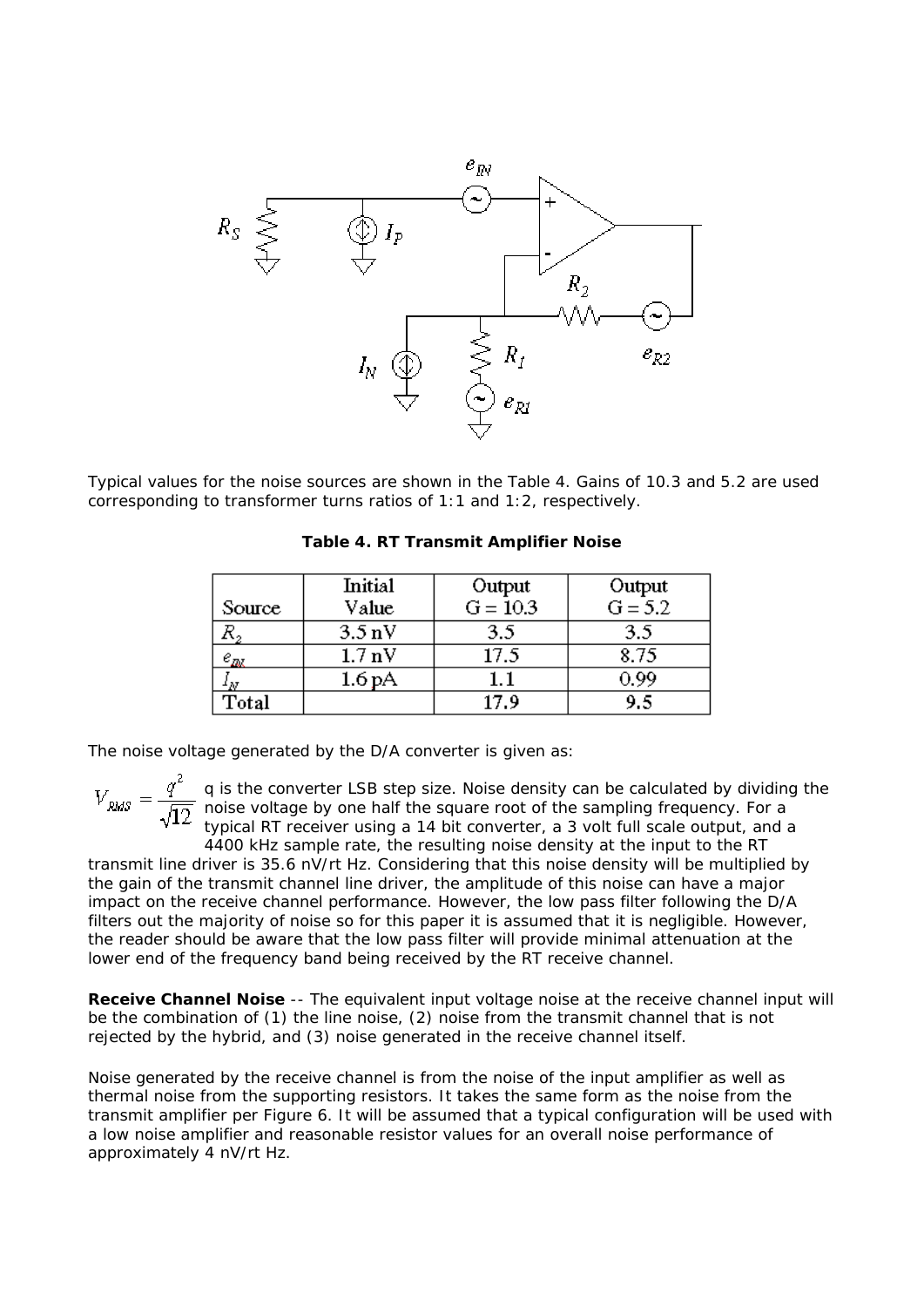Typical values for the noise sources are shown in the Table 4. Gains of 10.3 and 5.2 are used corresponding to transformer turns ratios of 1:1 and 1:2, respectively.

**Table 4. RT Transmit Amplifier Noise**

| Source | Initial Value | Output G = 10.3 | Output G = 5.2 |
|---|---|---|---|
| $R_2$ | 3.5 nV | 3.5 | 3.5 |
| $e_{IN}$ | 1.7 nV | 17.5 | 8.75 |
| $I_N$ | 1.6 pA | 1.1 | 0.99 |
| Total | | 17.9 | 9.5 |

The noise voltage generated by the D/A converter is given as:

$$V_{RMS} = \frac{q^2}{\sqrt{12}}$$

q is the converter LSB step size. Noise density can be calculated by dividing the noise voltage by one half the square root of the sampling frequency. For a typical RT receiver using a 14 bit converter, a 3 volt full scale output, and a 4400 kHz sample rate, the resulting noise density at the input to the RT transmit line driver is 35.6 nV/rt Hz. Considering that this noise density will be multiplied by the gain of the transmit channel line driver, the amplitude of this noise can have a major impact on the receive channel performance. However, the low pass filter following the D/A filters out the majority of noise so for this paper it is assumed that it is negligible. However, the reader should be aware that the low pass filter will provide minimal attenuation at the lower end of the frequency band being received by the RT receive channel.

**Receive Channel Noise** -- The equivalent input voltage noise at the receive channel input will be the combination of (1) the line noise, (2) noise from the transmit channel that is not rejected by the hybrid, and (3) noise generated in the receive channel itself.

Noise generated by the receive channel is from the noise of the input amplifier as well as thermal noise from the supporting resistors. It takes the same form as the noise from the transmit amplifier per Figure 6. It will be assumed that a typical configuration will be used with a low noise amplifier and reasonable resistor values for an overall noise performance of approximately 4 nV/rt Hz.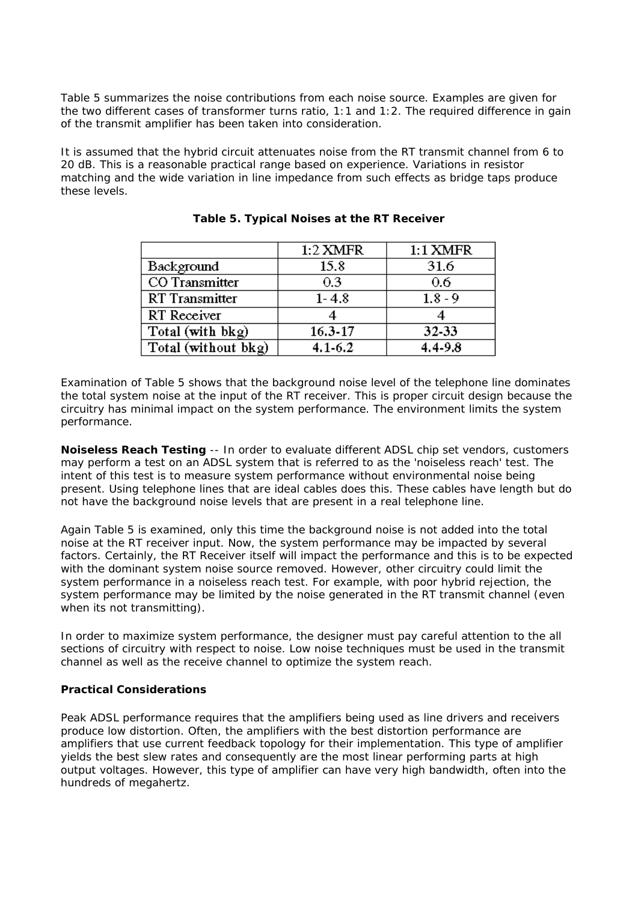Table 5 summarizes the noise contributions from each noise source. Examples are given for the two different cases of transformer turns ratio, 1:1 and 1:2. The required difference in gain of the transmit amplifier has been taken into consideration.

It is assumed that the hybrid circuit attenuates noise from the RT transmit channel from 6 to 20 dB. This is a reasonable practical range based on experience. Variations in resistor matching and the wide variation in line impedance from such effects as bridge taps produce these levels.

**Table 5. Typical Noises at the RT Receiver**

| | 1:2 XMFR | 1:1 XMFR |
|---|---|---|
| Background | 15.8 | 31.6 |
| CO Transmitter | 0.3 | 0.6 |
| RT Transmitter | 1- 4.8 | 1.8 - 9 |
| RT Receiver | 4 | 4 |
| Total (with bkg) | 16.3-17 | 32-33 |
| Total (without bkg) | 4.1-6.2 | 4.4-9.8 |

Examination of Table 5 shows that the background noise level of the telephone line dominates the total system noise at the input of the RT receiver. This is proper circuit design because the circuitry has minimal impact on the system performance. The environment limits the system performance.

**Noiseless Reach Testing** -- In order to evaluate different ADSL chip set vendors, customers may perform a test on an ADSL system that is referred to as the 'noiseless reach' test. The intent of this test is to measure system performance without environmental noise being present. Using telephone lines that are ideal cables does this. These cables have length but do not have the background noise levels that are present in a real telephone line.

Again Table 5 is examined, only this time the background noise is not added into the total noise at the RT receiver input. Now, the system performance may be impacted by several factors. Certainly, the RT Receiver itself will impact the performance and this is to be expected with the dominant system noise source removed. However, other circuitry could limit the system performance in a noiseless reach test. For example, with poor hybrid rejection, the system performance may be limited by the noise generated in the RT transmit channel (even when its not transmitting).

In order to maximize system performance, the designer must pay careful attention to the all sections of circuitry with respect to noise. Low noise techniques must be used in the transmit channel as well as the receive channel to optimize the system reach.

**Practical Considerations**

Peak ADSL performance requires that the amplifiers being used as line drivers and receivers produce low distortion. Often, the amplifiers with the best distortion performance are amplifiers that use current feedback topology for their implementation. This type of amplifier yields the best slew rates and consequently are the most linear performing parts at high output voltages. However, this type of amplifier can have very high bandwidth, often into the hundreds of megahertz.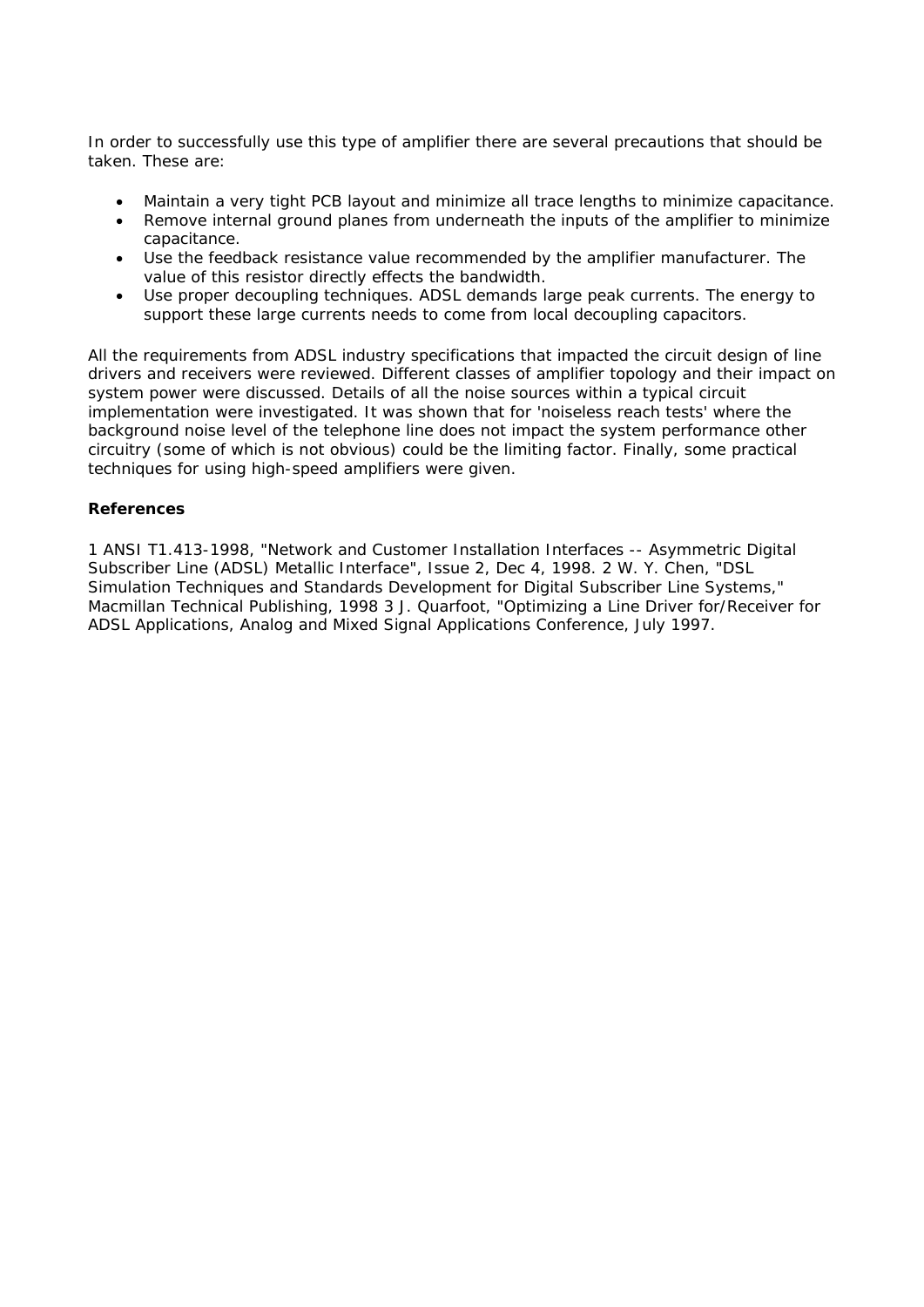In order to successfully use this type of amplifier there are several precautions that should be taken. These are:

- Maintain a very tight PCB layout and minimize all trace lengths to minimize capacitance.
- Remove internal ground planes from underneath the inputs of the amplifier to minimize capacitance.
- Use the feedback resistance value recommended by the amplifier manufacturer. The value of this resistor directly effects the bandwidth.
- Use proper decoupling techniques. ADSL demands large peak currents. The energy to support these large currents needs to come from local decoupling capacitors.

All the requirements from ADSL industry specifications that impacted the circuit design of line drivers and receivers were reviewed. Different classes of amplifier topology and their impact on system power were discussed. Details of all the noise sources within a typical circuit implementation were investigated. It was shown that for 'noiseless reach tests' where the background noise level of the telephone line does not impact the system performance other circuitry (some of which is not obvious) could be the limiting factor. Finally, some practical techniques for using high-speed amplifiers were given.

**References**

1 ANSI T1.413-1998, "Network and Customer Installation Interfaces -- Asymmetric Digital Subscriber Line (ADSL) Metallic Interface", Issue 2, Dec 4, 1998. 2 W. Y. Chen, "DSL Simulation Techniques and Standards Development for Digital Subscriber Line Systems," Macmillan Technical Publishing, 1998 3 J. Quarfoot, "Optimizing a Line Driver for/Receiver for ADSL Applications, Analog and Mixed Signal Applications Conference, July 1997.